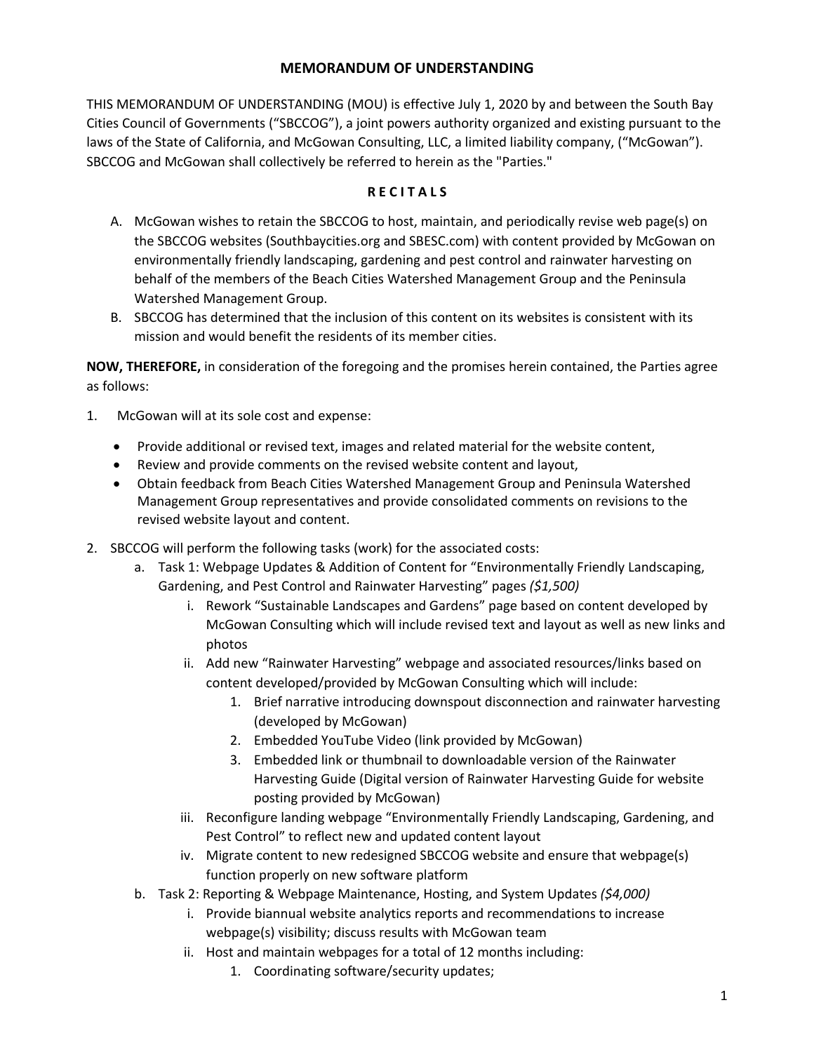# MEMORANDUM OF UNDERSTANDING

THIS MEMORANDUM OF UNDERSTANDING (MOU) is effective July 1, 2020 by and between the South Bay Cities Council of Governments ("SBCCOG"), a joint powers authority organized and existing pursuant to the laws of the State of California, and McGowan Consulting, LLC, a limited liability company, ("McGowan"). SBCCOG and McGowan shall collectively be referred to herein as the "Parties."

## R E C I T A L S

A. McGowan wishes to retain the SBCCOG to host, maintain, and periodically revise web page(s) on the SBCCOG websites (Southbaycities.org and SBESC.com) with content provided by McGowan on environmentally friendly landscaping, gardening and pest control and rainwater harvesting on behalf of the members of the Beach Cities Watershed Management Group and the Peninsula Watershed Management Group.

B. SBCCOG has determined that the inclusion of this content on its websites is consistent with its mission and would benefit the residents of its member cities.

**NOW, THEREFORE,** in consideration of the foregoing and the promises herein contained, the Parties agree as follows:

1. McGowan will at its sole cost and expense:
   - Provide additional or revised text, images and related material for the website content,
   - Review and provide comments on the revised website content and layout,
   - Obtain feedback from Beach Cities Watershed Management Group and Peninsula Watershed Management Group representatives and provide consolidated comments on revisions to the revised website layout and content.

2. SBCCOG will perform the following tasks (work) for the associated costs:
   a. Task 1: Webpage Updates & Addition of Content for "Environmentally Friendly Landscaping, Gardening, and Pest Control and Rainwater Harvesting" pages *($1,500)*
      i. Rework "Sustainable Landscapes and Gardens" page based on content developed by McGowan Consulting which will include revised text and layout as well as new links and photos
      ii. Add new "Rainwater Harvesting" webpage and associated resources/links based on content developed/provided by McGowan Consulting which will include:
         1. Brief narrative introducing downspout disconnection and rainwater harvesting (developed by McGowan)
         2. Embedded YouTube Video (link provided by McGowan)
         3. Embedded link or thumbnail to downloadable version of the Rainwater Harvesting Guide (Digital version of Rainwater Harvesting Guide for website posting provided by McGowan)
      iii. Reconfigure landing webpage "Environmentally Friendly Landscaping, Gardening, and Pest Control" to reflect new and updated content layout
      iv. Migrate content to new redesigned SBCCOG website and ensure that webpage(s) function properly on new software platform

   b. Task 2: Reporting & Webpage Maintenance, Hosting, and System Updates *($4,000)*
      i. Provide biannual website analytics reports and recommendations to increase webpage(s) visibility; discuss results with McGowan team
      ii. Host and maintain webpages for a total of 12 months including:
         1. Coordinating software/security updates;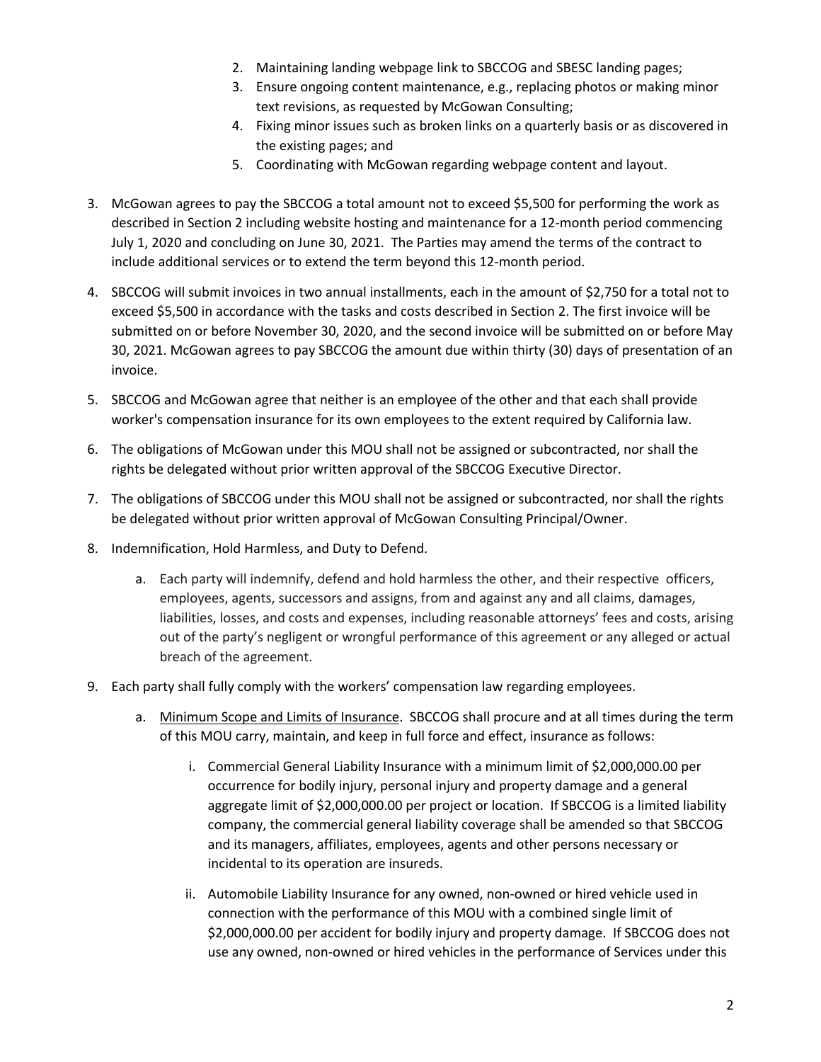2. Maintaining landing webpage link to SBCCOG and SBESC landing pages;
3. Ensure ongoing content maintenance, e.g., replacing photos or making minor text revisions, as requested by McGowan Consulting;
4. Fixing minor issues such as broken links on a quarterly basis or as discovered in the existing pages; and
5. Coordinating with McGowan regarding webpage content and layout.

3. McGowan agrees to pay the SBCCOG a total amount not to exceed $5,500 for performing the work as described in Section 2 including website hosting and maintenance for a 12-month period commencing July 1, 2020 and concluding on June 30, 2021. The Parties may amend the terms of the contract to include additional services or to extend the term beyond this 12-month period.

4. SBCCOG will submit invoices in two annual installments, each in the amount of $2,750 for a total not to exceed $5,500 in accordance with the tasks and costs described in Section 2. The first invoice will be submitted on or before November 30, 2020, and the second invoice will be submitted on or before May 30, 2021. McGowan agrees to pay SBCCOG the amount due within thirty (30) days of presentation of an invoice.

5. SBCCOG and McGowan agree that neither is an employee of the other and that each shall provide worker's compensation insurance for its own employees to the extent required by California law.

6. The obligations of McGowan under this MOU shall not be assigned or subcontracted, nor shall the rights be delegated without prior written approval of the SBCCOG Executive Director.

7. The obligations of SBCCOG under this MOU shall not be assigned or subcontracted, nor shall the rights be delegated without prior written approval of McGowan Consulting Principal/Owner.

8. Indemnification, Hold Harmless, and Duty to Defend.

   a. Each party will indemnify, defend and hold harmless the other, and their respective officers, employees, agents, successors and assigns, from and against any and all claims, damages, liabilities, losses, and costs and expenses, including reasonable attorneys' fees and costs, arising out of the party's negligent or wrongful performance of this agreement or any alleged or actual breach of the agreement.

9. Each party shall fully comply with the workers' compensation law regarding employees.

   a. Minimum Scope and Limits of Insurance. SBCCOG shall procure and at all times during the term of this MOU carry, maintain, and keep in full force and effect, insurance as follows:

      i. Commercial General Liability Insurance with a minimum limit of $2,000,000.00 per occurrence for bodily injury, personal injury and property damage and a general aggregate limit of $2,000,000.00 per project or location. If SBCCOG is a limited liability company, the commercial general liability coverage shall be amended so that SBCCOG and its managers, affiliates, employees, agents and other persons necessary or incidental to its operation are insureds.

      ii. Automobile Liability Insurance for any owned, non-owned or hired vehicle used in connection with the performance of this MOU with a combined single limit of $2,000,000.00 per accident for bodily injury and property damage. If SBCCOG does not use any owned, non-owned or hired vehicles in the performance of Services under this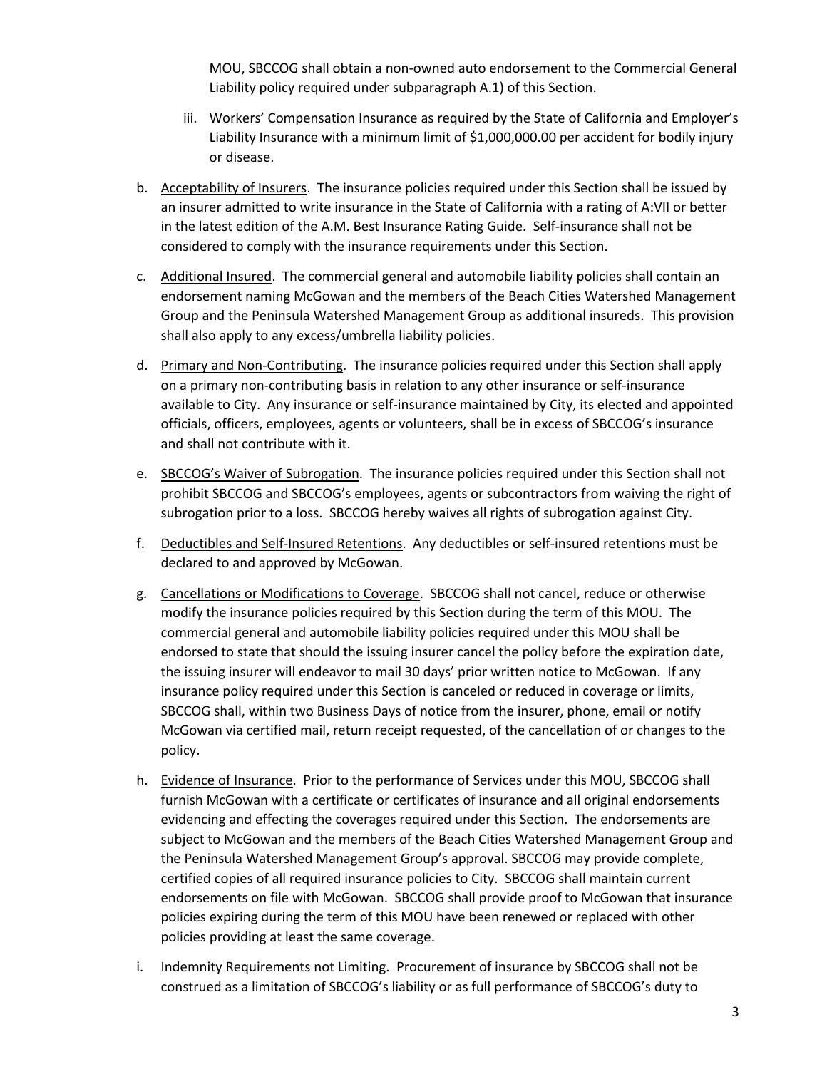MOU, SBCCOG shall obtain a non-owned auto endorsement to the Commercial General Liability policy required under subparagraph A.1) of this Section.

iii. Workers' Compensation Insurance as required by the State of California and Employer's Liability Insurance with a minimum limit of $1,000,000.00 per accident for bodily injury or disease.

b. Acceptability of Insurers. The insurance policies required under this Section shall be issued by an insurer admitted to write insurance in the State of California with a rating of A:VII or better in the latest edition of the A.M. Best Insurance Rating Guide. Self-insurance shall not be considered to comply with the insurance requirements under this Section.

c. Additional Insured. The commercial general and automobile liability policies shall contain an endorsement naming McGowan and the members of the Beach Cities Watershed Management Group and the Peninsula Watershed Management Group as additional insureds. This provision shall also apply to any excess/umbrella liability policies.

d. Primary and Non-Contributing. The insurance policies required under this Section shall apply on a primary non-contributing basis in relation to any other insurance or self-insurance available to City. Any insurance or self-insurance maintained by City, its elected and appointed officials, officers, employees, agents or volunteers, shall be in excess of SBCCOG's insurance and shall not contribute with it.

e. SBCCOG's Waiver of Subrogation. The insurance policies required under this Section shall not prohibit SBCCOG and SBCCOG's employees, agents or subcontractors from waiving the right of subrogation prior to a loss. SBCCOG hereby waives all rights of subrogation against City.

f. Deductibles and Self-Insured Retentions. Any deductibles or self-insured retentions must be declared to and approved by McGowan.

g. Cancellations or Modifications to Coverage. SBCCOG shall not cancel, reduce or otherwise modify the insurance policies required by this Section during the term of this MOU. The commercial general and automobile liability policies required under this MOU shall be endorsed to state that should the issuing insurer cancel the policy before the expiration date, the issuing insurer will endeavor to mail 30 days' prior written notice to McGowan. If any insurance policy required under this Section is canceled or reduced in coverage or limits, SBCCOG shall, within two Business Days of notice from the insurer, phone, email or notify McGowan via certified mail, return receipt requested, of the cancellation of or changes to the policy.

h. Evidence of Insurance. Prior to the performance of Services under this MOU, SBCCOG shall furnish McGowan with a certificate or certificates of insurance and all original endorsements evidencing and effecting the coverages required under this Section. The endorsements are subject to McGowan and the members of the Beach Cities Watershed Management Group and the Peninsula Watershed Management Group's approval. SBCCOG may provide complete, certified copies of all required insurance policies to City. SBCCOG shall maintain current endorsements on file with McGowan. SBCCOG shall provide proof to McGowan that insurance policies expiring during the term of this MOU have been renewed or replaced with other policies providing at least the same coverage.

i. Indemnity Requirements not Limiting. Procurement of insurance by SBCCOG shall not be construed as a limitation of SBCCOG's liability or as full performance of SBCCOG's duty to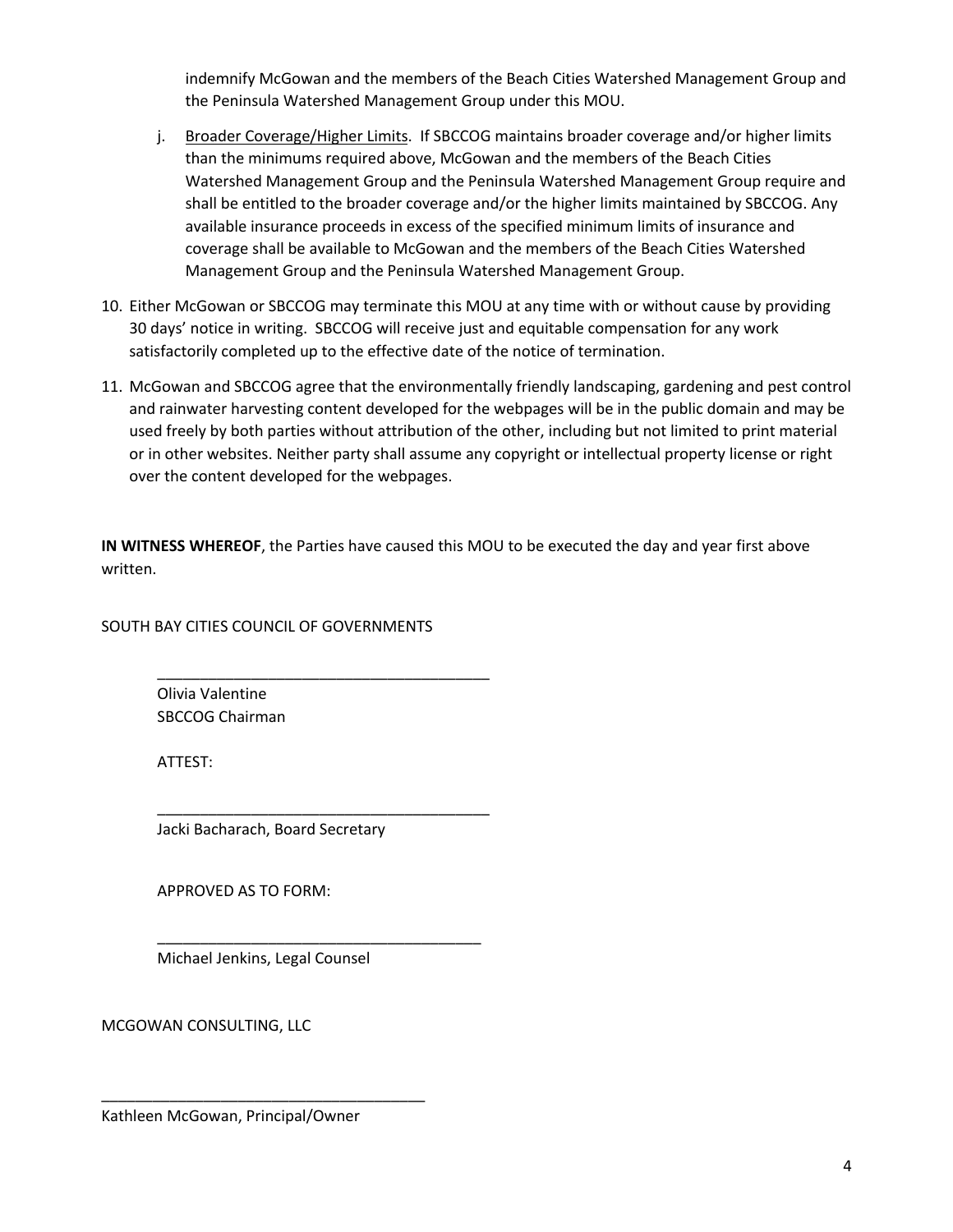indemnify McGowan and the members of the Beach Cities Watershed Management Group and the Peninsula Watershed Management Group under this MOU.

j. Broader Coverage/Higher Limits. If SBCCOG maintains broader coverage and/or higher limits than the minimums required above, McGowan and the members of the Beach Cities Watershed Management Group and the Peninsula Watershed Management Group require and shall be entitled to the broader coverage and/or the higher limits maintained by SBCCOG. Any available insurance proceeds in excess of the specified minimum limits of insurance and coverage shall be available to McGowan and the members of the Beach Cities Watershed Management Group and the Peninsula Watershed Management Group.

10. Either McGowan or SBCCOG may terminate this MOU at any time with or without cause by providing 30 days' notice in writing. SBCCOG will receive just and equitable compensation for any work satisfactorily completed up to the effective date of the notice of termination.

11. McGowan and SBCCOG agree that the environmentally friendly landscaping, gardening and pest control and rainwater harvesting content developed for the webpages will be in the public domain and may be used freely by both parties without attribution of the other, including but not limited to print material or in other websites. Neither party shall assume any copyright or intellectual property license or right over the content developed for the webpages.

**IN WITNESS WHEREOF**, the Parties have caused this MOU to be executed the day and year first above written.

SOUTH BAY CITIES COUNCIL OF GOVERNMENTS

\_\_\_\_\_\_\_\_\_\_\_\_\_\_\_\_\_\_\_\_\_\_\_\_\_\_\_\_\_\_\_\_\_\_\_\_\_\_\_\_

Olivia Valentine
SBCCOG Chairman

ATTEST:

\_\_\_\_\_\_\_\_\_\_\_\_\_\_\_\_\_\_\_\_\_\_\_\_\_\_\_\_\_\_\_\_\_\_\_\_\_\_\_\_

Jacki Bacharach, Board Secretary

APPROVED AS TO FORM:

\_\_\_\_\_\_\_\_\_\_\_\_\_\_\_\_\_\_\_\_\_\_\_\_\_\_\_\_\_\_\_\_\_\_\_\_\_\_\_\_

Michael Jenkins, Legal Counsel

MCGOWAN CONSULTING, LLC

\_\_\_\_\_\_\_\_\_\_\_\_\_\_\_\_\_\_\_\_\_\_\_\_\_\_\_\_\_\_\_\_\_\_\_\_\_\_\_\_

Kathleen McGowan, Principal/Owner